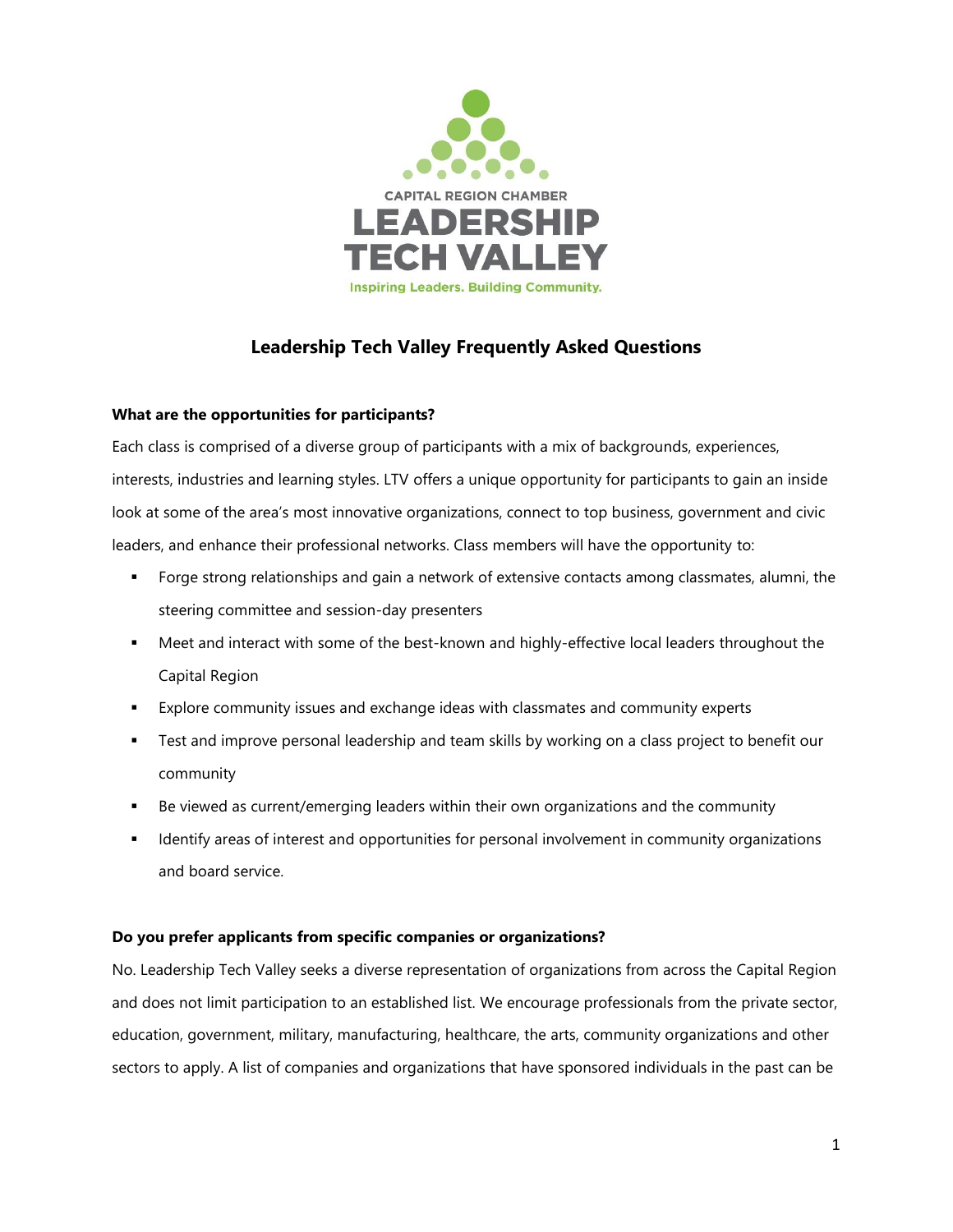CAPITAL REGION CHAMBER

LEADERSHIP TECH VALLEY

Inspiring Leaders. Building Community.

# Leadership Tech Valley Frequently Asked Questions

**What are the opportunities for participants?**

Each class is comprised of a diverse group of participants with a mix of backgrounds, experiences, interests, industries and learning styles. LTV offers a unique opportunity for participants to gain an inside look at some of the area's most innovative organizations, connect to top business, government and civic leaders, and enhance their professional networks. Class members will have the opportunity to:

- Forge strong relationships and gain a network of extensive contacts among classmates, alumni, the steering committee and session-day presenters
- Meet and interact with some of the best-known and highly-effective local leaders throughout the Capital Region
- Explore community issues and exchange ideas with classmates and community experts
- Test and improve personal leadership and team skills by working on a class project to benefit our community
- Be viewed as current/emerging leaders within their own organizations and the community
- Identify areas of interest and opportunities for personal involvement in community organizations and board service.

**Do you prefer applicants from specific companies or organizations?**

No. Leadership Tech Valley seeks a diverse representation of organizations from across the Capital Region and does not limit participation to an established list. We encourage professionals from the private sector, education, government, military, manufacturing, healthcare, the arts, community organizations and other sectors to apply. A list of companies and organizations that have sponsored individuals in the past can be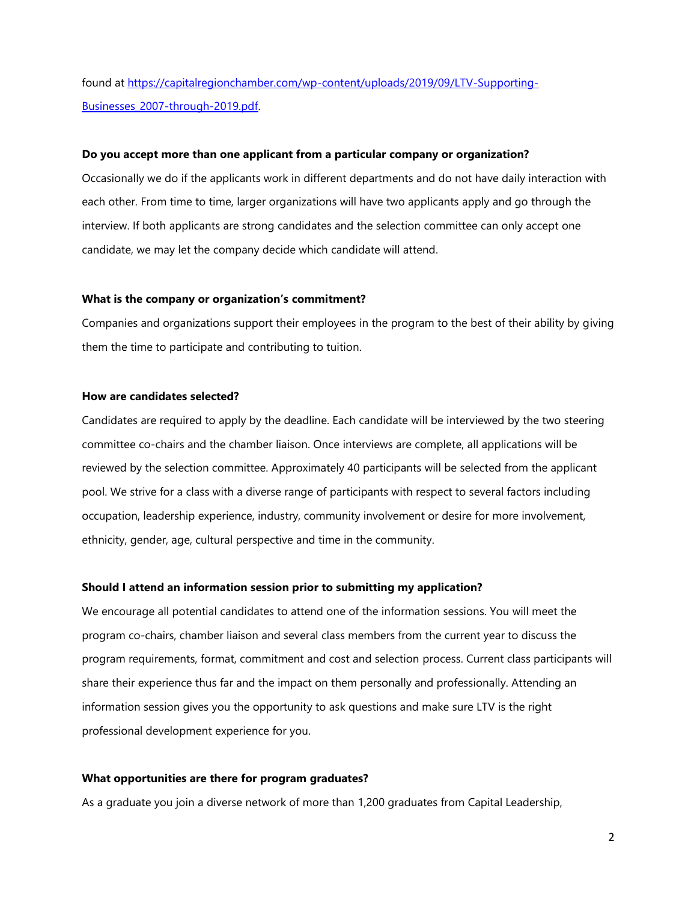found at [https://capitalregionchamber.com/wp-content/uploads/2019/09/LTV-Supporting-Businesses_2007-through-2019.pdf](https://capitalregionchamber.com/wp-content/uploads/2019/09/LTV-Supporting-Businesses_2007-through-2019.pdf).

**Do you accept more than one applicant from a particular company or organization?**

Occasionally we do if the applicants work in different departments and do not have daily interaction with each other. From time to time, larger organizations will have two applicants apply and go through the interview. If both applicants are strong candidates and the selection committee can only accept one candidate, we may let the company decide which candidate will attend.

**What is the company or organization's commitment?**

Companies and organizations support their employees in the program to the best of their ability by giving them the time to participate and contributing to tuition.

**How are candidates selected?**

Candidates are required to apply by the deadline. Each candidate will be interviewed by the two steering committee co-chairs and the chamber liaison. Once interviews are complete, all applications will be reviewed by the selection committee. Approximately 40 participants will be selected from the applicant pool. We strive for a class with a diverse range of participants with respect to several factors including occupation, leadership experience, industry, community involvement or desire for more involvement, ethnicity, gender, age, cultural perspective and time in the community.

**Should I attend an information session prior to submitting my application?**

We encourage all potential candidates to attend one of the information sessions. You will meet the program co-chairs, chamber liaison and several class members from the current year to discuss the program requirements, format, commitment and cost and selection process. Current class participants will share their experience thus far and the impact on them personally and professionally. Attending an information session gives you the opportunity to ask questions and make sure LTV is the right professional development experience for you.

**What opportunities are there for program graduates?**

As a graduate you join a diverse network of more than 1,200 graduates from Capital Leadership,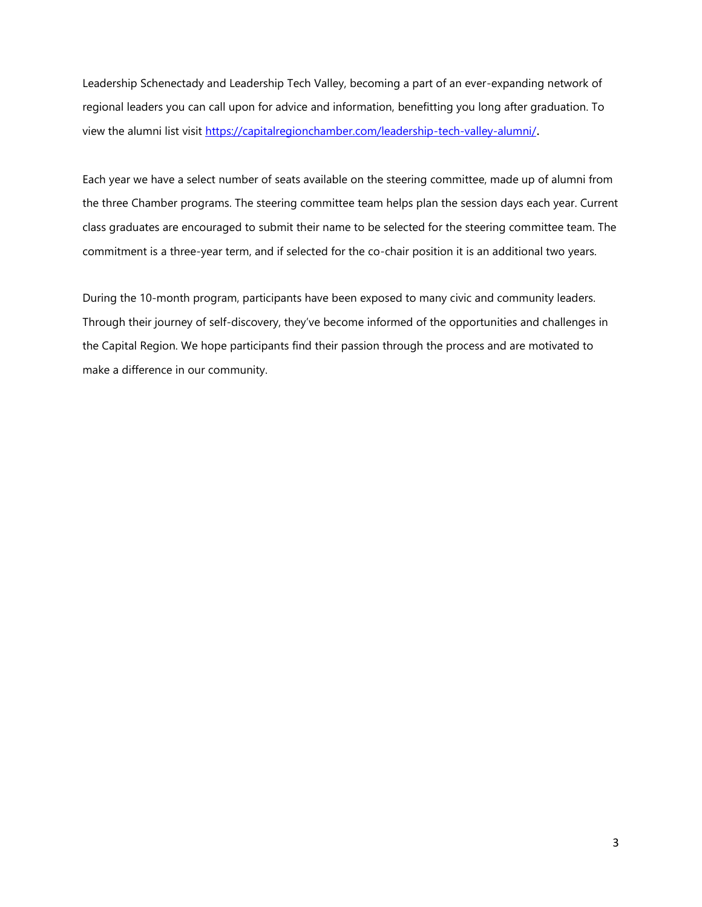Leadership Schenectady and Leadership Tech Valley, becoming a part of an ever-expanding network of regional leaders you can call upon for advice and information, benefitting you long after graduation. To view the alumni list visit https://capitalregionchamber.com/leadership-tech-valley-alumni/.

Each year we have a select number of seats available on the steering committee, made up of alumni from the three Chamber programs. The steering committee team helps plan the session days each year. Current class graduates are encouraged to submit their name to be selected for the steering committee team. The commitment is a three-year term, and if selected for the co-chair position it is an additional two years.

During the 10-month program, participants have been exposed to many civic and community leaders. Through their journey of self-discovery, they've become informed of the opportunities and challenges in the Capital Region. We hope participants find their passion through the process and are motivated to make a difference in our community.